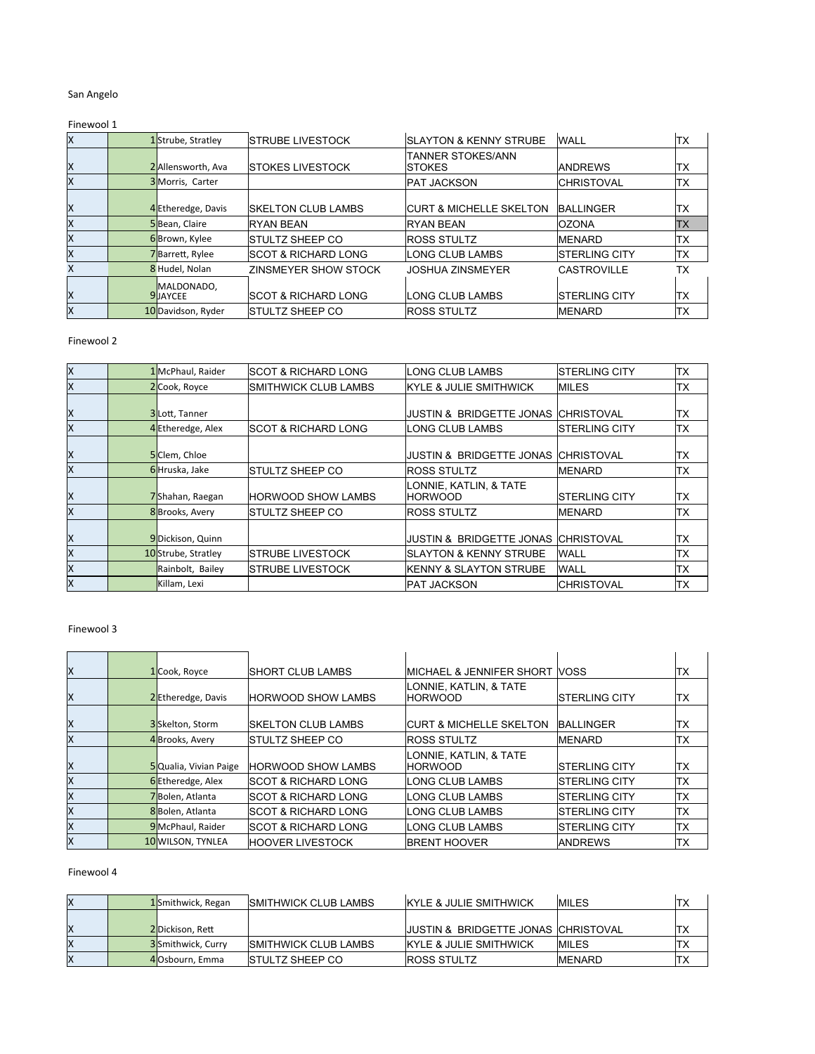San Angelo

Finewool 1

| | | | | | | |
|---|---|---|---|---|---|---|
| X | 1 | Strube, Stratley | STRUBE LIVESTOCK | SLAYTON & KENNY STRUBE | WALL | TX |
| X | 2 | Allensworth, Ava | STOKES LIVESTOCK | TANNER STOKES/ANN STOKES | ANDREWS | TX |
| X | 3 | Morris, Carter | | PAT JACKSON | CHRISTOVAL | TX |
| X | 4 | Etheredge, Davis | SKELTON CLUB LAMBS | CURT & MICHELLE SKELTON | BALLINGER | TX |
| X | 5 | Bean, Claire | RYAN BEAN | RYAN BEAN | OZONA | TX |
| X | 6 | Brown, Kylee | STULTZ SHEEP CO | ROSS STULTZ | MENARD | TX |
| X | 7 | Barrett, Rylee | SCOT & RICHARD LONG | LONG CLUB LAMBS | STERLING CITY | TX |
| X | 8 | Hudel, Nolan | ZINSMEYER SHOW STOCK | JOSHUA ZINSMEYER | CASTROVILLE | TX |
| X | 9 | MALDONADO, JAYCEE | SCOT & RICHARD LONG | LONG CLUB LAMBS | STERLING CITY | TX |
| X | 10 | Davidson, Ryder | STULTZ SHEEP CO | ROSS STULTZ | MENARD | TX |

Finewool 2

| | | | | | | |
|---|---|---|---|---|---|---|
| X | 1 | McPhaul, Raider | SCOT & RICHARD LONG | LONG CLUB LAMBS | STERLING CITY | TX |
| X | 2 | Cook, Royce | SMITHWICK CLUB LAMBS | KYLE & JULIE SMITHWICK | MILES | TX |
| X | 3 | Lott, Tanner | | JUSTIN & BRIDGETTE JONAS | CHRISTOVAL | TX |
| X | 4 | Etheredge, Alex | SCOT & RICHARD LONG | LONG CLUB LAMBS | STERLING CITY | TX |
| X | 5 | Clem, Chloe | | JUSTIN & BRIDGETTE JONAS | CHRISTOVAL | TX |
| X | 6 | Hruska, Jake | STULTZ SHEEP CO | ROSS STULTZ | MENARD | TX |
| X | 7 | Shahan, Raegan | HORWOOD SHOW LAMBS | LONNIE, KATLIN, & TATE HORWOOD | STERLING CITY | TX |
| X | 8 | Brooks, Avery | STULTZ SHEEP CO | ROSS STULTZ | MENARD | TX |
| X | 9 | Dickison, Quinn | | JUSTIN & BRIDGETTE JONAS | CHRISTOVAL | TX |
| X | 10 | Strube, Stratley | STRUBE LIVESTOCK | SLAYTON & KENNY STRUBE | WALL | TX |
| X | | Rainbolt, Bailey | STRUBE LIVESTOCK | KENNY & SLAYTON STRUBE | WALL | TX |
| X | | Killam, Lexi | | PAT JACKSON | CHRISTOVAL | TX |

Finewool 3

| | | | | | | |
|---|---|---|---|---|---|---|
| X | 1 | Cook, Royce | SHORT CLUB LAMBS | MICHAEL & JENNIFER SHORT | VOSS | TX |
| X | 2 | Etheredge, Davis | HORWOOD SHOW LAMBS | LONNIE, KATLIN, & TATE HORWOOD | STERLING CITY | TX |
| X | 3 | Skelton, Storm | SKELTON CLUB LAMBS | CURT & MICHELLE SKELTON | BALLINGER | TX |
| X | 4 | Brooks, Avery | STULTZ SHEEP CO | ROSS STULTZ | MENARD | TX |
| X | 5 | Qualia, Vivian Paige | HORWOOD SHOW LAMBS | LONNIE, KATLIN, & TATE HORWOOD | STERLING CITY | TX |
| X | 6 | Etheredge, Alex | SCOT & RICHARD LONG | LONG CLUB LAMBS | STERLING CITY | TX |
| X | 7 | Bolen, Atlanta | SCOT & RICHARD LONG | LONG CLUB LAMBS | STERLING CITY | TX |
| X | 8 | Bolen, Atlanta | SCOT & RICHARD LONG | LONG CLUB LAMBS | STERLING CITY | TX |
| X | 9 | McPhaul, Raider | SCOT & RICHARD LONG | LONG CLUB LAMBS | STERLING CITY | TX |
| X | 10 | WILSON, TYNLEA | HOOVER LIVESTOCK | BRENT HOOVER | ANDREWS | TX |

Finewool 4

| | | | | | | |
|---|---|---|---|---|---|---|
| X | 1 | Smithwick, Regan | SMITHWICK CLUB LAMBS | KYLE & JULIE SMITHWICK | MILES | TX |
| X | 2 | Dickison, Rett | | JUSTIN & BRIDGETTE JONAS | CHRISTOVAL | TX |
| X | 3 | Smithwick, Curry | SMITHWICK CLUB LAMBS | KYLE & JULIE SMITHWICK | MILES | TX |
| X | 4 | Osbourn, Emma | STULTZ SHEEP CO | ROSS STULTZ | MENARD | TX |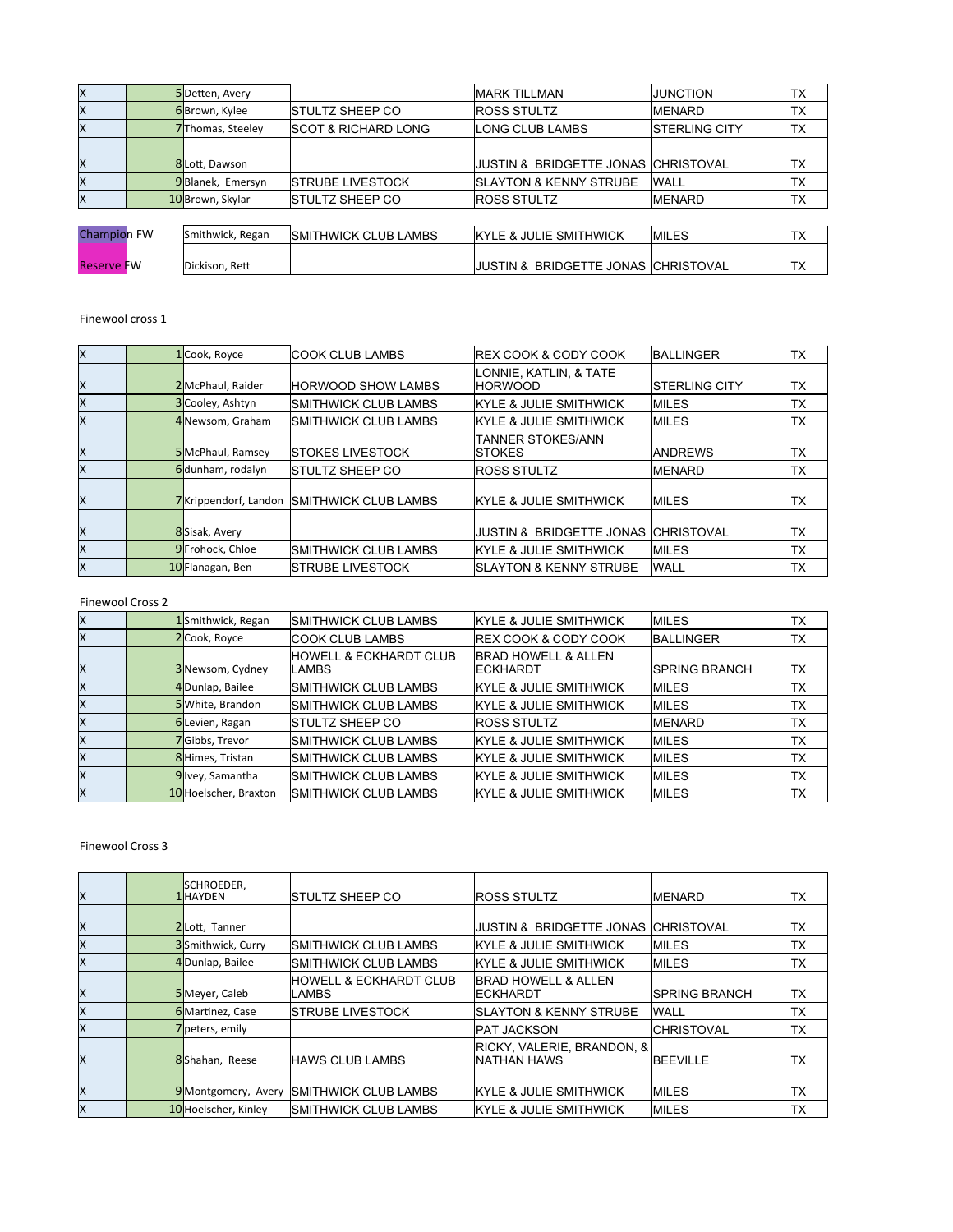| | | | | | | |
|---|---|---|---|---|---|---|
| X | 5 | Detten, Avery | | MARK TILLMAN | JUNCTION | TX |
| X | 6 | Brown, Kylee | STULTZ SHEEP CO | ROSS STULTZ | MENARD | TX |
| X | 7 | Thomas, Steeley | SCOT & RICHARD LONG | LONG CLUB LAMBS | STERLING CITY | TX |
| X | 8 | Lott, Dawson | | JUSTIN & BRIDGETTE JONAS | CHRISTOVAL | TX |
| X | 9 | Blanek, Emersyn | STRUBE LIVESTOCK | SLAYTON & KENNY STRUBE | WALL | TX |
| X | 10 | Brown, Skylar | STULTZ SHEEP CO | ROSS STULTZ | MENARD | TX |

| | | | | | |
|---|---|---|---|---|---|
| Champion FW | Smithwick, Regan | SMITHWICK CLUB LAMBS | KYLE & JULIE SMITHWICK | MILES | TX |
| Reserve FW | Dickison, Rett | | JUSTIN & BRIDGETTE JONAS | CHRISTOVAL | TX |

Finewool cross 1

| | | | | | | |
|---|---|---|---|---|---|---|
| X | 1 | Cook, Royce | COOK CLUB LAMBS | REX COOK & CODY COOK | BALLINGER | TX |
| X | 2 | McPhaul, Raider | HORWOOD SHOW LAMBS | LONNIE, KATLIN, & TATE HORWOOD | STERLING CITY | TX |
| X | 3 | Cooley, Ashtyn | SMITHWICK CLUB LAMBS | KYLE & JULIE SMITHWICK | MILES | TX |
| X | 4 | Newsom, Graham | SMITHWICK CLUB LAMBS | KYLE & JULIE SMITHWICK | MILES | TX |
| X | 5 | McPhaul, Ramsey | STOKES LIVESTOCK | TANNER STOKES/ANN STOKES | ANDREWS | TX |
| X | 6 | dunham, rodalyn | STULTZ SHEEP CO | ROSS STULTZ | MENARD | TX |
| X | 7 | Krippendorf, Landon | SMITHWICK CLUB LAMBS | KYLE & JULIE SMITHWICK | MILES | TX |
| X | 8 | Sisak, Avery | | JUSTIN & BRIDGETTE JONAS | CHRISTOVAL | TX |
| X | 9 | Frohock, Chloe | SMITHWICK CLUB LAMBS | KYLE & JULIE SMITHWICK | MILES | TX |
| X | 10 | Flanagan, Ben | STRUBE LIVESTOCK | SLAYTON & KENNY STRUBE | WALL | TX |

Finewool Cross 2

| | | | | | | |
|---|---|---|---|---|---|---|
| X | 1 | Smithwick, Regan | SMITHWICK CLUB LAMBS | KYLE & JULIE SMITHWICK | MILES | TX |
| X | 2 | Cook, Royce | COOK CLUB LAMBS | REX COOK & CODY COOK | BALLINGER | TX |
| X | 3 | Newsom, Cydney | HOWELL & ECKHARDT CLUB LAMBS | BRAD HOWELL & ALLEN ECKHARDT | SPRING BRANCH | TX |
| X | 4 | Dunlap, Bailee | SMITHWICK CLUB LAMBS | KYLE & JULIE SMITHWICK | MILES | TX |
| X | 5 | White, Brandon | SMITHWICK CLUB LAMBS | KYLE & JULIE SMITHWICK | MILES | TX |
| X | 6 | Levien, Ragan | STULTZ SHEEP CO | ROSS STULTZ | MENARD | TX |
| X | 7 | Gibbs, Trevor | SMITHWICK CLUB LAMBS | KYLE & JULIE SMITHWICK | MILES | TX |
| X | 8 | Himes, Tristan | SMITHWICK CLUB LAMBS | KYLE & JULIE SMITHWICK | MILES | TX |
| X | 9 | Ivey, Samantha | SMITHWICK CLUB LAMBS | KYLE & JULIE SMITHWICK | MILES | TX |
| X | 10 | Hoelscher, Braxton | SMITHWICK CLUB LAMBS | KYLE & JULIE SMITHWICK | MILES | TX |

Finewool Cross 3

| | | | | | | |
|---|---|---|---|---|---|---|
| X | 1 | SCHROEDER, HAYDEN | STULTZ SHEEP CO | ROSS STULTZ | MENARD | TX |
| X | 2 | Lott, Tanner | | JUSTIN & BRIDGETTE JONAS | CHRISTOVAL | TX |
| X | 3 | Smithwick, Curry | SMITHWICK CLUB LAMBS | KYLE & JULIE SMITHWICK | MILES | TX |
| X | 4 | Dunlap, Bailee | SMITHWICK CLUB LAMBS | KYLE & JULIE SMITHWICK | MILES | TX |
| X | 5 | Meyer, Caleb | HOWELL & ECKHARDT CLUB LAMBS | BRAD HOWELL & ALLEN ECKHARDT | SPRING BRANCH | TX |
| X | 6 | Martinez, Case | STRUBE LIVESTOCK | SLAYTON & KENNY STRUBE | WALL | TX |
| X | 7 | peters, emily | | PAT JACKSON | CHRISTOVAL | TX |
| X | 8 | Shahan, Reese | HAWS CLUB LAMBS | RICKY, VALERIE, BRANDON, & NATHAN HAWS | BEEVILLE | TX |
| X | 9 | Montgomery, Avery | SMITHWICK CLUB LAMBS | KYLE & JULIE SMITHWICK | MILES | TX |
| X | 10 | Hoelscher, Kinley | SMITHWICK CLUB LAMBS | KYLE & JULIE SMITHWICK | MILES | TX |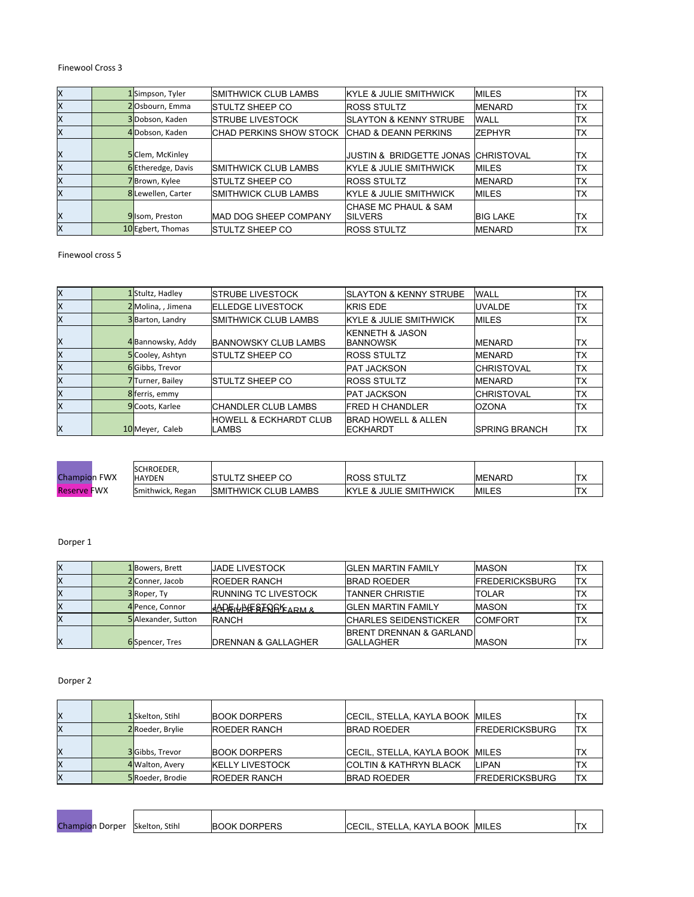Finewool Cross 3

| | | | | | | |
|---|---|---|---|---|---|---|
| X | 1 | Simpson, Tyler | SMITHWICK CLUB LAMBS | KYLE & JULIE SMITHWICK | MILES | TX |
| X | 2 | Osbourn, Emma | STULTZ SHEEP CO | ROSS STULTZ | MENARD | TX |
| X | 3 | Dobson, Kaden | STRUBE LIVESTOCK | SLAYTON & KENNY STRUBE | WALL | TX |
| X | 4 | Dobson, Kaden | CHAD PERKINS SHOW STOCK | CHAD & DEANN PERKINS | ZEPHYR | TX |
| X | 5 | Clem, McKinley | | JUSTIN & BRIDGETTE JONAS | CHRISTOVAL | TX |
| X | 6 | Etheredge, Davis | SMITHWICK CLUB LAMBS | KYLE & JULIE SMITHWICK | MILES | TX |
| X | 7 | Brown, Kylee | STULTZ SHEEP CO | ROSS STULTZ | MENARD | TX |
| X | 8 | Lewellen, Carter | SMITHWICK CLUB LAMBS | KYLE & JULIE SMITHWICK | MILES | TX |
| X | 9 | Isom, Preston | MAD DOG SHEEP COMPANY | CHASE MC PHAUL & SAM SILVERS | BIG LAKE | TX |
| X | 10 | Egbert, Thomas | STULTZ SHEEP CO | ROSS STULTZ | MENARD | TX |

Finewool cross 5

| | | | | | | |
|---|---|---|---|---|---|---|
| X | 1 | Stultz, Hadley | STRUBE LIVESTOCK | SLAYTON & KENNY STRUBE | WALL | TX |
| X | 2 | Molina, , Jimena | ELLEDGE LIVESTOCK | KRIS EDE | UVALDE | TX |
| X | 3 | Barton, Landry | SMITHWICK CLUB LAMBS | KYLE & JULIE SMITHWICK | MILES | TX |
| X | 4 | Bannowsky, Addy | BANNOWSKY CLUB LAMBS | KENNETH & JASON BANNOWSK | MENARD | TX |
| X | 5 | Cooley, Ashtyn | STULTZ SHEEP CO | ROSS STULTZ | MENARD | TX |
| X | 6 | Gibbs, Trevor | | PAT JACKSON | CHRISTOVAL | TX |
| X | 7 | Turner, Bailey | STULTZ SHEEP CO | ROSS STULTZ | MENARD | TX |
| X | 8 | ferris, emmy | | PAT JACKSON | CHRISTOVAL | TX |
| X | 9 | Coots, Karlee | CHANDLER CLUB LAMBS | FRED H CHANDLER | OZONA | TX |
| X | 10 | Meyer, Caleb | HOWELL & ECKHARDT CLUB LAMBS | BRAD HOWELL & ALLEN ECKHARDT | SPRING BRANCH | TX |

| | | | | | |
|---|---|---|---|---|---|
| Champion FWX | SCHROEDER, HAYDEN | STULTZ SHEEP CO | ROSS STULTZ | MENARD | TX |
| Reserve FWX | Smithwick, Regan | SMITHWICK CLUB LAMBS | KYLE & JULIE SMITHWICK | MILES | TX |

Dorper 1

| | | | | | | |
|---|---|---|---|---|---|---|
| X | 1 | Bowers, Brett | JADE LIVESTOCK | GLEN MARTIN FAMILY | MASON | TX |
| X | 2 | Conner, Jacob | ROEDER RANCH | BRAD ROEDER | FREDERICKSBURG | TX |
| X | 3 | Roper, Ty | RUNNING TC LIVESTOCK | TANNER CHRISTIE | TOLAR | TX |
| X | 4 | Pence, Connor | JADE LIVESTOCK / RIVER BEND FARM & | GLEN MARTIN FAMILY | MASON | TX |
| X | 5 | Alexander, Sutton | RANCH | CHARLES SEIDENSTICKER | COMFORT | TX |
| X | 6 | Spencer, Tres | DRENNAN & GALLAGHER | BRENT DRENNAN & GARLAND GALLAGHER | MASON | TX |

Dorper 2

| | | | | | | |
|---|---|---|---|---|---|---|
| X | 1 | Skelton, Stihl | BOOK DORPERS | CECIL, STELLA, KAYLA BOOK | MILES | TX |
| X | 2 | Roeder, Brylie | ROEDER RANCH | BRAD ROEDER | FREDERICKSBURG | TX |
| X | 3 | Gibbs, Trevor | BOOK DORPERS | CECIL, STELLA, KAYLA BOOK | MILES | TX |
| X | 4 | Walton, Avery | KELLY LIVESTOCK | COLTIN & KATHRYN BLACK | LIPAN | TX |
| X | 5 | Roeder, Brodie | ROEDER RANCH | BRAD ROEDER | FREDERICKSBURG | TX |

| | | | | | |
|---|---|---|---|---|---|
| Champion Dorper | Skelton, Stihl | BOOK DORPERS | CECIL, STELLA, KAYLA BOOK | MILES | TX |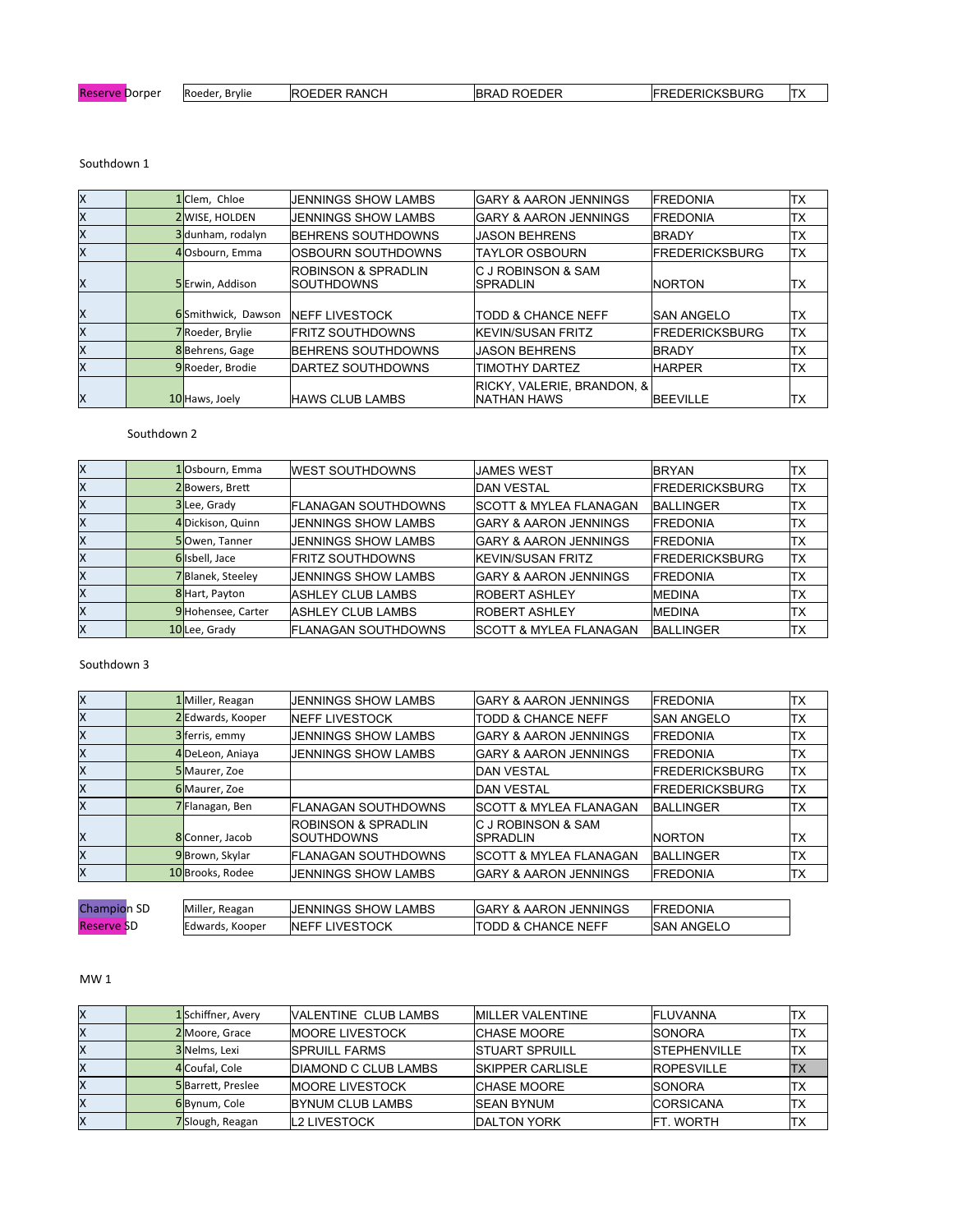| Reserve Dorper | Roeder, Brylie | ROEDER RANCH | BRAD ROEDER | FREDERICKSBURG | TX |
|---|---|---|---|---|---|

Southdown 1

| | | | | | | |
|---|---|---|---|---|---|---|
| X | 1 | Clem, Chloe | JENNINGS SHOW LAMBS | GARY & AARON JENNINGS | FREDONIA | TX |
| X | 2 | WISE, HOLDEN | JENNINGS SHOW LAMBS | GARY & AARON JENNINGS | FREDONIA | TX |
| X | 3 | dunham, rodalyn | BEHRENS SOUTHDOWNS | JASON BEHRENS | BRADY | TX |
| X | 4 | Osbourn, Emma | OSBOURN SOUTHDOWNS | TAYLOR OSBOURN | FREDERICKSBURG | TX |
| X | 5 | Erwin, Addison | ROBINSON & SPRADLIN SOUTHDOWNS | C J ROBINSON & SAM SPRADLIN | NORTON | TX |
| X | 6 | Smithwick, Dawson | NEFF LIVESTOCK | TODD & CHANCE NEFF | SAN ANGELO | TX |
| X | 7 | Roeder, Brylie | FRITZ SOUTHDOWNS | KEVIN/SUSAN FRITZ | FREDERICKSBURG | TX |
| X | 8 | Behrens, Gage | BEHRENS SOUTHDOWNS | JASON BEHRENS | BRADY | TX |
| X | 9 | Roeder, Brodie | DARTEZ SOUTHDOWNS | TIMOTHY DARTEZ | HARPER | TX |
| X | 10 | Haws, Joely | HAWS CLUB LAMBS | RICKY, VALERIE, BRANDON, & NATHAN HAWS | BEEVILLE | TX |

Southdown 2

| | | | | | | |
|---|---|---|---|---|---|---|
| X | 1 | Osbourn, Emma | WEST SOUTHDOWNS | JAMES WEST | BRYAN | TX |
| X | 2 | Bowers, Brett | | DAN VESTAL | FREDERICKSBURG | TX |
| X | 3 | Lee, Grady | FLANAGAN SOUTHDOWNS | SCOTT & MYLEA FLANAGAN | BALLINGER | TX |
| X | 4 | Dickison, Quinn | JENNINGS SHOW LAMBS | GARY & AARON JENNINGS | FREDONIA | TX |
| X | 5 | Owen, Tanner | JENNINGS SHOW LAMBS | GARY & AARON JENNINGS | FREDONIA | TX |
| X | 6 | Isbell, Jace | FRITZ SOUTHDOWNS | KEVIN/SUSAN FRITZ | FREDERICKSBURG | TX |
| X | 7 | Blanek, Steeley | JENNINGS SHOW LAMBS | GARY & AARON JENNINGS | FREDONIA | TX |
| X | 8 | Hart, Payton | ASHLEY CLUB LAMBS | ROBERT ASHLEY | MEDINA | TX |
| X | 9 | Hohensee, Carter | ASHLEY CLUB LAMBS | ROBERT ASHLEY | MEDINA | TX |
| X | 10 | Lee, Grady | FLANAGAN SOUTHDOWNS | SCOTT & MYLEA FLANAGAN | BALLINGER | TX |

Southdown 3

| | | | | | | |
|---|---|---|---|---|---|---|
| X | 1 | Miller, Reagan | JENNINGS SHOW LAMBS | GARY & AARON JENNINGS | FREDONIA | TX |
| X | 2 | Edwards, Kooper | NEFF LIVESTOCK | TODD & CHANCE NEFF | SAN ANGELO | TX |
| X | 3 | ferris, emmy | JENNINGS SHOW LAMBS | GARY & AARON JENNINGS | FREDONIA | TX |
| X | 4 | DeLeon, Aniaya | JENNINGS SHOW LAMBS | GARY & AARON JENNINGS | FREDONIA | TX |
| X | 5 | Maurer, Zoe | | DAN VESTAL | FREDERICKSBURG | TX |
| X | 6 | Maurer, Zoe | | DAN VESTAL | FREDERICKSBURG | TX |
| X | 7 | Flanagan, Ben | FLANAGAN SOUTHDOWNS | SCOTT & MYLEA FLANAGAN | BALLINGER | TX |
| X | 8 | Conner, Jacob | ROBINSON & SPRADLIN SOUTHDOWNS | C J ROBINSON & SAM SPRADLIN | NORTON | TX |
| X | 9 | Brown, Skylar | FLANAGAN SOUTHDOWNS | SCOTT & MYLEA FLANAGAN | BALLINGER | TX |
| X | 10 | Brooks, Rodee | JENNINGS SHOW LAMBS | GARY & AARON JENNINGS | FREDONIA | TX |

| | | | | |
|---|---|---|---|---|
| Champion SD | Miller, Reagan | JENNINGS SHOW LAMBS | GARY & AARON JENNINGS | FREDONIA |
| Reserve SD | Edwards, Kooper | NEFF LIVESTOCK | TODD & CHANCE NEFF | SAN ANGELO |

MW 1

| | | | | | | |
|---|---|---|---|---|---|---|
| X | 1 | Schiffner, Avery | VALENTINE CLUB LAMBS | MILLER VALENTINE | FLUVANNA | TX |
| X | 2 | Moore, Grace | MOORE LIVESTOCK | CHASE MOORE | SONORA | TX |
| X | 3 | Nelms, Lexi | SPRUILL FARMS | STUART SPRUILL | STEPHENVILLE | TX |
| X | 4 | Coufal, Cole | DIAMOND C CLUB LAMBS | SKIPPER CARLISLE | ROPESVILLE | TX |
| X | 5 | Barrett, Preslee | MOORE LIVESTOCK | CHASE MOORE | SONORA | TX |
| X | 6 | Bynum, Cole | BYNUM CLUB LAMBS | SEAN BYNUM | CORSICANA | TX |
| X | 7 | Slough, Reagan | L2 LIVESTOCK | DALTON YORK | FT. WORTH | TX |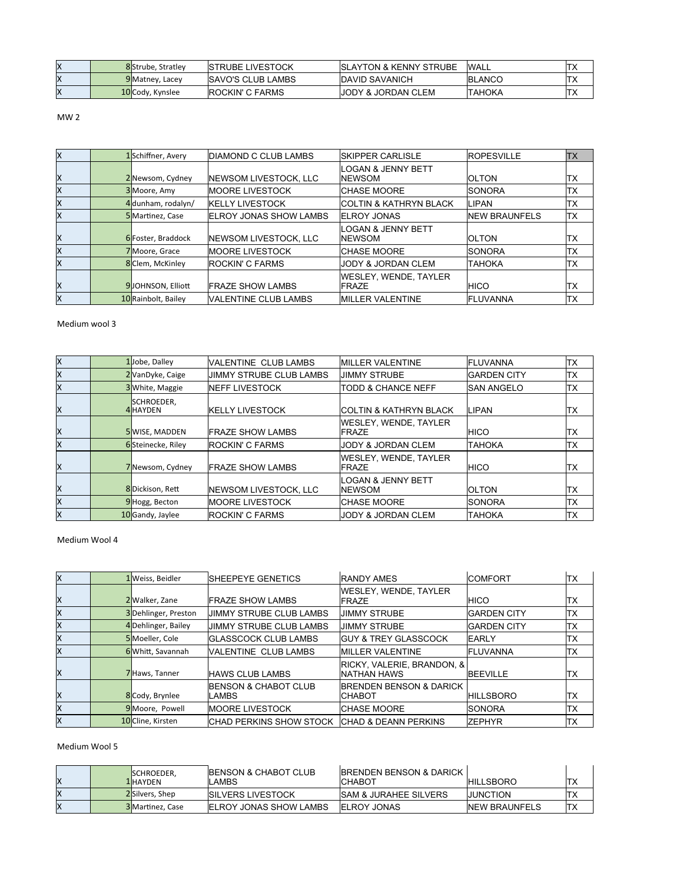| | | | | | | |
|---|---|---|---|---|---|---|
| X | | 8 | Strube, Stratley | STRUBE LIVESTOCK | SLAYTON & KENNY STRUBE | WALL | TX |
| X | | 9 | Matney, Lacey | SAVO'S CLUB LAMBS | DAVID SAVANICH | BLANCO | TX |
| X | | 10 | Cody, Kynslee | ROCKIN' C FARMS | JODY & JORDAN CLEM | TAHOKA | TX |

MW 2

| | | | | | | | |
|---|---|---|---|---|---|---|---|
| X | | 1 | Schiffner, Avery | DIAMOND C CLUB LAMBS | SKIPPER CARLISLE | ROPESVILLE | TX |
| X | | 2 | Newsom, Cydney | NEWSOM LIVESTOCK, LLC | LOGAN & JENNY BETT NEWSOM | OLTON | TX |
| X | | 3 | Moore, Amy | MOORE LIVESTOCK | CHASE MOORE | SONORA | TX |
| X | | 4 | dunham, rodalyn/ | KELLY LIVESTOCK | COLTIN & KATHRYN BLACK | LIPAN | TX |
| X | | 5 | Martinez, Case | ELROY JONAS SHOW LAMBS | ELROY JONAS | NEW BRAUNFELS | TX |
| X | | 6 | Foster, Braddock | NEWSOM LIVESTOCK, LLC | LOGAN & JENNY BETT NEWSOM | OLTON | TX |
| X | | 7 | Moore, Grace | MOORE LIVESTOCK | CHASE MOORE | SONORA | TX |
| X | | 8 | Clem, McKinley | ROCKIN' C FARMS | JODY & JORDAN CLEM | TAHOKA | TX |
| X | | 9 | JOHNSON, Elliott | FRAZE SHOW LAMBS | WESLEY, WENDE, TAYLER FRAZE | HICO | TX |
| X | | 10 | Rainbolt, Bailey | VALENTINE CLUB LAMBS | MILLER VALENTINE | FLUVANNA | TX |

Medium wool 3

| | | | | | | | |
|---|---|---|---|---|---|---|---|
| X | | 1 | Jobe, Dalley | VALENTINE CLUB LAMBS | MILLER VALENTINE | FLUVANNA | TX |
| X | | 2 | VanDyke, Caige | JIMMY STRUBE CLUB LAMBS | JIMMY STRUBE | GARDEN CITY | TX |
| X | | 3 | White, Maggie | NEFF LIVESTOCK | TODD & CHANCE NEFF | SAN ANGELO | TX |
| X | | 4 | SCHROEDER, HAYDEN | KELLY LIVESTOCK | COLTIN & KATHRYN BLACK | LIPAN | TX |
| X | | 5 | WISE, MADDEN | FRAZE SHOW LAMBS | WESLEY, WENDE, TAYLER FRAZE | HICO | TX |
| X | | 6 | Steinecke, Riley | ROCKIN' C FARMS | JODY & JORDAN CLEM | TAHOKA | TX |
| X | | 7 | Newsom, Cydney | FRAZE SHOW LAMBS | WESLEY, WENDE, TAYLER FRAZE | HICO | TX |
| X | | 8 | Dickison, Rett | NEWSOM LIVESTOCK, LLC | LOGAN & JENNY BETT NEWSOM | OLTON | TX |
| X | | 9 | Hogg, Becton | MOORE LIVESTOCK | CHASE MOORE | SONORA | TX |
| X | | 10 | Gandy, Jaylee | ROCKIN' C FARMS | JODY & JORDAN CLEM | TAHOKA | TX |

Medium Wool 4

| | | | | | | | |
|---|---|---|---|---|---|---|---|
| X | | 1 | Weiss, Beidler | SHEEPEYE GENETICS | RANDY AMES | COMFORT | TX |
| X | | 2 | Walker, Zane | FRAZE SHOW LAMBS | WESLEY, WENDE, TAYLER FRAZE | HICO | TX |
| X | | 3 | Dehlinger, Preston | JIMMY STRUBE CLUB LAMBS | JIMMY STRUBE | GARDEN CITY | TX |
| X | | 4 | Dehlinger, Bailey | JIMMY STRUBE CLUB LAMBS | JIMMY STRUBE | GARDEN CITY | TX |
| X | | 5 | Moeller, Cole | GLASSCOCK CLUB LAMBS | GUY & TREY GLASSCOCK | EARLY | TX |
| X | | 6 | Whitt, Savannah | VALENTINE CLUB LAMBS | MILLER VALENTINE | FLUVANNA | TX |
| X | | 7 | Haws, Tanner | HAWS CLUB LAMBS | RICKY, VALERIE, BRANDON, & NATHAN HAWS | BEEVILLE | TX |
| X | | 8 | Cody, Brynlee | BENSON & CHABOT CLUB LAMBS | BRENDEN BENSON & DARICK CHABOT | HILLSBORO | TX |
| X | | 9 | Moore, Powell | MOORE LIVESTOCK | CHASE MOORE | SONORA | TX |
| X | | 10 | Cline, Kirsten | CHAD PERKINS SHOW STOCK | CHAD & DEANN PERKINS | ZEPHYR | TX |

Medium Wool 5

| | | | | | | | |
|---|---|---|---|---|---|---|---|
| X | | 1 | SCHROEDER, HAYDEN | BENSON & CHABOT CLUB LAMBS | BRENDEN BENSON & DARICK CHABOT | HILLSBORO | TX |
| X | | 2 | Silvers, Shep | SILVERS LIVESTOCK | SAM & JURAHEE SILVERS | JUNCTION | TX |
| X | | 3 | Martinez, Case | ELROY JONAS SHOW LAMBS | ELROY JONAS | NEW BRAUNFELS | TX |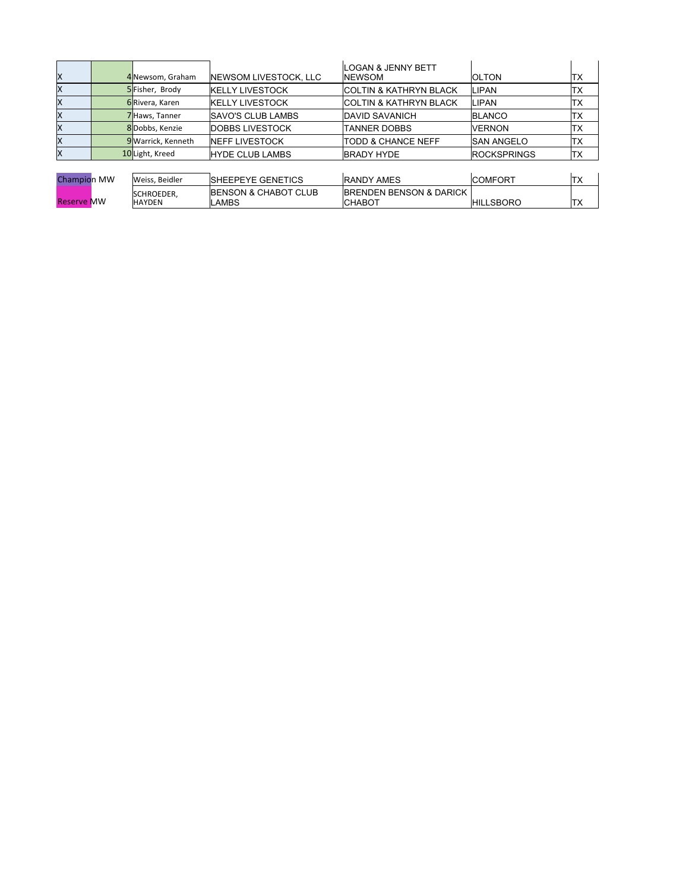| | | | | | | |
|---|---|---|---|---|---|---|
| X | | 4 | Newsom, Graham | NEWSOM LIVESTOCK, LLC | LOGAN & JENNY BETT NEWSOM | OLTON | TX |
| X | | 5 | Fisher, Brody | KELLY LIVESTOCK | COLTIN & KATHRYN BLACK | LIPAN | TX |
| X | | 6 | Rivera, Karen | KELLY LIVESTOCK | COLTIN & KATHRYN BLACK | LIPAN | TX |
| X | | 7 | Haws, Tanner | SAVO'S CLUB LAMBS | DAVID SAVANICH | BLANCO | TX |
| X | | 8 | Dobbs, Kenzie | DOBBS LIVESTOCK | TANNER DOBBS | VERNON | TX |
| X | | 9 | Warrick, Kenneth | NEFF LIVESTOCK | TODD & CHANCE NEFF | SAN ANGELO | TX |
| X | | 10 | Light, Kreed | HYDE CLUB LAMBS | BRADY HYDE | ROCKSPRINGS | TX |

| | | | | | |
|---|---|---|---|---|---|
| Champion MW | Weiss, Beidler | SHEEPEYE GENETICS | RANDY AMES | COMFORT | TX |
| Reserve MW | SCHROEDER, HAYDEN | BENSON & CHABOT CLUB LAMBS | BRENDEN BENSON & DARICK CHABOT | HILLSBORO | TX |